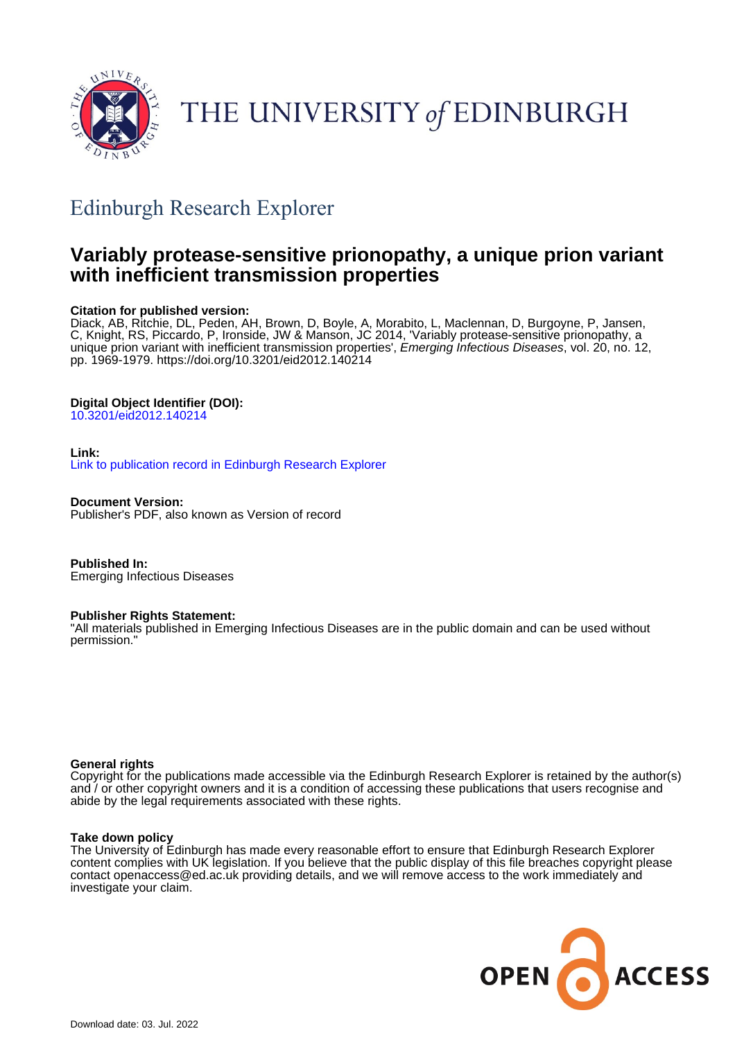# THE UNIVERSITY *of* EDINBURGH

## Edinburgh Research Explorer

# Variably protease-sensitive prionopathy, a unique prion variant with inefficient transmission properties

**Citation for published version:**
Diack, AB, Ritchie, DL, Peden, AH, Brown, D, Boyle, A, Morabito, L, Maclennan, D, Burgoyne, P, Jansen, C, Knight, RS, Piccardo, P, Ironside, JW & Manson, JC 2014, 'Variably protease-sensitive prionopathy, a unique prion variant with inefficient transmission properties', *Emerging Infectious Diseases*, vol. 20, no. 12, pp. 1969-1979. https://doi.org/10.3201/eid2012.140214

**Digital Object Identifier (DOI):**
10.3201/eid2012.140214

**Link:**
Link to publication record in Edinburgh Research Explorer

**Document Version:**
Publisher's PDF, also known as Version of record

**Published In:**
Emerging Infectious Diseases

**Publisher Rights Statement:**
"All materials published in Emerging Infectious Diseases are in the public domain and can be used without permission."

**General rights**
Copyright for the publications made accessible via the Edinburgh Research Explorer is retained by the author(s) and / or other copyright owners and it is a condition of accessing these publications that users recognise and abide by the legal requirements associated with these rights.

**Take down policy**
The University of Edinburgh has made every reasonable effort to ensure that Edinburgh Research Explorer content complies with UK legislation. If you believe that the public display of this file breaches copyright please contact openaccess@ed.ac.uk providing details, and we will remove access to the work immediately and investigate your claim.

OPEN ACCESS

Download date: 03. Jul. 2022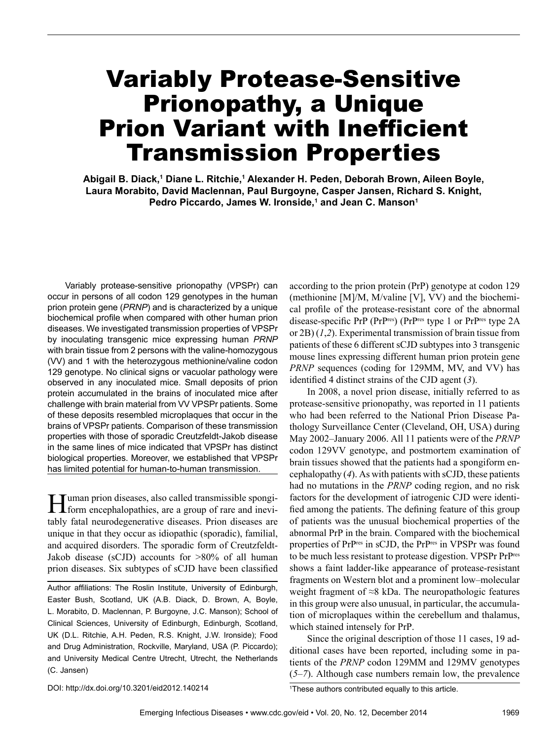# Variably Protease-Sensitive Prionopathy, a Unique Prion Variant with Inefficient Transmission Properties

**Abigail B. Diack,[1] Diane L. Ritchie,[1] Alexander H. Peden, Deborah Brown, Aileen Boyle, Laura Morabito, David Maclennan, Paul Burgoyne, Casper Jansen, Richard S. Knight, Pedro Piccardo, James W. Ironside,[1] and Jean C. Manson[1]**

Variably protease-sensitive prionopathy (VPSPr) can occur in persons of all codon 129 genotypes in the human prion protein gene (*PRNP*) and is characterized by a unique biochemical profile when compared with other human prion diseases. We investigated transmission properties of VPSPr by inoculating transgenic mice expressing human *PRNP* with brain tissue from 2 persons with the valine-homozygous (VV) and 1 with the heterozygous methionine/valine codon 129 genotype. No clinical signs or vacuolar pathology were observed in any inoculated mice. Small deposits of prion protein accumulated in the brains of inoculated mice after challenge with brain material from VV VPSPr patients. Some of these deposits resembled microplaques that occur in the brains of VPSPr patients. Comparison of these transmission properties with those of sporadic Creutzfeldt-Jakob disease in the same lines of mice indicated that VPSPr has distinct biological properties. Moreover, we established that VPSPr has limited potential for human-to-human transmission.

Human prion diseases, also called transmissible spongiform encephalopathies, are a group of rare and inevitably fatal neurodegenerative diseases. Prion diseases are unique in that they occur as idiopathic (sporadic), familial, and acquired disorders. The sporadic form of Creutzfeldt-Jakob disease (sCJD) accounts for >80% of all human prion diseases. Six subtypes of sCJD have been classified according to the prion protein (PrP) genotype at codon 129 (methionine [M]/M, M/valine [V], VV) and the biochemical profile of the protease-resistant core of the abnormal disease-specific PrP (PrP[res]) (PrP[res] type 1 or PrP[res] type 2A or 2B) (*1*,*2*). Experimental transmission of brain tissue from patients of these 6 different sCJD subtypes into 3 transgenic mouse lines expressing different human prion protein gene *PRNP* sequences (coding for 129MM, MV, and VV) has identified 4 distinct strains of the CJD agent (*3*).

In 2008, a novel prion disease, initially referred to as protease-sensitive prionopathy, was reported in 11 patients who had been referred to the National Prion Disease Pathology Surveillance Center (Cleveland, OH, USA) during May 2002–January 2006. All 11 patients were of the *PRNP* codon 129VV genotype, and postmortem examination of brain tissues showed that the patients had a spongiform encephalopathy (*4*). As with patients with sCJD, these patients had no mutations in the *PRNP* coding region, and no risk factors for the development of iatrogenic CJD were identified among the patients. The defining feature of this group of patients was the unusual biochemical properties of the abnormal PrP in the brain. Compared with the biochemical properties of PrP[res] in sCJD, the PrP[res] in VPSPr was found to be much less resistant to protease digestion. VPSPr PrP[res] shows a faint ladder-like appearance of protease-resistant fragments on Western blot and a prominent low–molecular weight fragment of ≈8 kDa. The neuropathologic features in this group were also unusual, in particular, the accumulation of microplaques within the cerebellum and thalamus, which stained intensely for PrP.

Since the original description of those 11 cases, 19 additional cases have been reported, including some in patients of the *PRNP* codon 129MM and 129MV genotypes (*5*–*7*). Although case numbers remain low, the prevalence

Author affiliations: The Roslin Institute, University of Edinburgh, Easter Bush, Scotland, UK (A.B. Diack, D. Brown, A, Boyle, L. Morabito, D. Maclennan, P. Burgoyne, J.C. Manson); School of Clinical Sciences, University of Edinburgh, Edinburgh, Scotland, UK (D.L. Ritchie, A.H. Peden, R.S. Knight, J.W. Ironside); Food and Drug Administration, Rockville, Maryland, USA (P. Piccardo); and University Medical Centre Utrecht, Utrecht, the Netherlands (C. Jansen)

DOI: http://dx.doi.org/10.3201/eid2012.140214

[1]These authors contributed equally to this article.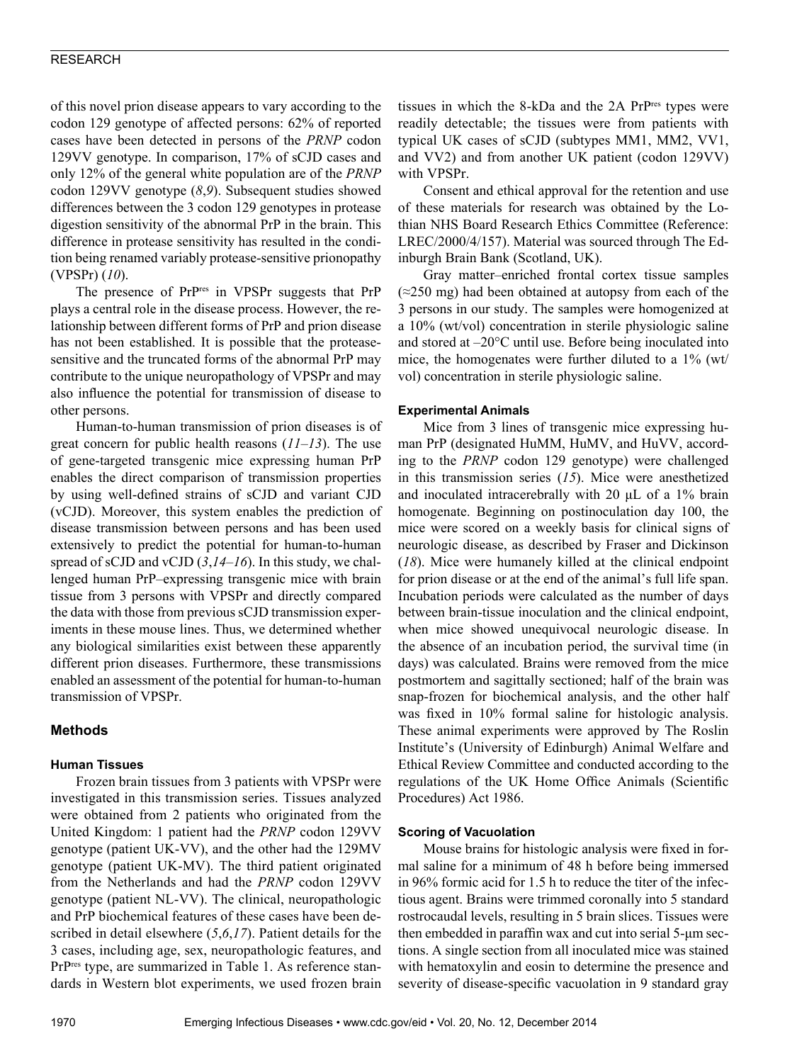of this novel prion disease appears to vary according to the codon 129 genotype of affected persons: 62% of reported cases have been detected in persons of the *PRNP* codon 129VV genotype. In comparison, 17% of sCJD cases and only 12% of the general white population are of the *PRNP* codon 129VV genotype (*8*,*9*). Subsequent studies showed differences between the 3 codon 129 genotypes in protease digestion sensitivity of the abnormal PrP in the brain. This difference in protease sensitivity has resulted in the condition being renamed variably protease-sensitive prionopathy (VPSPr) (*10*).

The presence of PrP[res] in VPSPr suggests that PrP plays a central role in the disease process. However, the relationship between different forms of PrP and prion disease has not been established. It is possible that the protease-sensitive and the truncated forms of the abnormal PrP may contribute to the unique neuropathology of VPSPr and may also influence the potential for transmission of disease to other persons.

Human-to-human transmission of prion diseases is of great concern for public health reasons (*11*–*13*). The use of gene-targeted transgenic mice expressing human PrP enables the direct comparison of transmission properties by using well-defined strains of sCJD and variant CJD (vCJD). Moreover, this system enables the prediction of disease transmission between persons and has been used extensively to predict the potential for human-to-human spread of sCJD and vCJD (*3*,*14*–*16*). In this study, we challenged human PrP–expressing transgenic mice with brain tissue from 3 persons with VPSPr and directly compared the data with those from previous sCJD transmission experiments in these mouse lines. Thus, we determined whether any biological similarities exist between these apparently different prion diseases. Furthermore, these transmissions enabled an assessment of the potential for human-to-human transmission of VPSPr.

## Methods

### Human Tissues

Frozen brain tissues from 3 patients with VPSPr were investigated in this transmission series. Tissues analyzed were obtained from 2 patients who originated from the United Kingdom: 1 patient had the *PRNP* codon 129VV genotype (patient UK-VV), and the other had the 129MV genotype (patient UK-MV). The third patient originated from the Netherlands and had the *PRNP* codon 129VV genotype (patient NL-VV). The clinical, neuropathologic and PrP biochemical features of these cases have been described in detail elsewhere (*5*,*6*,*17*). Patient details for the 3 cases, including age, sex, neuropathologic features, and PrP[res] type, are summarized in Table 1. As reference standards in Western blot experiments, we used frozen brain tissues in which the 8-kDa and the 2A PrP[res] types were readily detectable; the tissues were from patients with typical UK cases of sCJD (subtypes MM1, MM2, VV1, and VV2) and from another UK patient (codon 129VV) with VPSPr.

Consent and ethical approval for the retention and use of these materials for research was obtained by the Lothian NHS Board Research Ethics Committee (Reference: LREC/2000/4/157). Material was sourced through The Edinburgh Brain Bank (Scotland, UK).

Gray matter–enriched frontal cortex tissue samples (≈250 mg) had been obtained at autopsy from each of the 3 persons in our study. The samples were homogenized at a 10% (wt/vol) concentration in sterile physiologic saline and stored at –20°C until use. Before being inoculated into mice, the homogenates were further diluted to a 1% (wt/vol) concentration in sterile physiologic saline.

### Experimental Animals

Mice from 3 lines of transgenic mice expressing human PrP (designated HuMM, HuMV, and HuVV, according to the *PRNP* codon 129 genotype) were challenged in this transmission series (*15*). Mice were anesthetized and inoculated intracerebrally with 20 μL of a 1% brain homogenate. Beginning on postinoculation day 100, the mice were scored on a weekly basis for clinical signs of neurologic disease, as described by Fraser and Dickinson (*18*). Mice were humanely killed at the clinical endpoint for prion disease or at the end of the animal's full life span. Incubation periods were calculated as the number of days between brain-tissue inoculation and the clinical endpoint, when mice showed unequivocal neurologic disease. In the absence of an incubation period, the survival time (in days) was calculated. Brains were removed from the mice postmortem and sagittally sectioned; half of the brain was snap-frozen for biochemical analysis, and the other half was fixed in 10% formal saline for histologic analysis. These animal experiments were approved by The Roslin Institute's (University of Edinburgh) Animal Welfare and Ethical Review Committee and conducted according to the regulations of the UK Home Office Animals (Scientific Procedures) Act 1986.

### Scoring of Vacuolation

Mouse brains for histologic analysis were fixed in formal saline for a minimum of 48 h before being immersed in 96% formic acid for 1.5 h to reduce the titer of the infectious agent. Brains were trimmed coronally into 5 standard rostrocaudal levels, resulting in 5 brain slices. Tissues were then embedded in paraffin wax and cut into serial 5-μm sections. A single section from all inoculated mice was stained with hematoxylin and eosin to determine the presence and severity of disease-specific vacuolation in 9 standard gray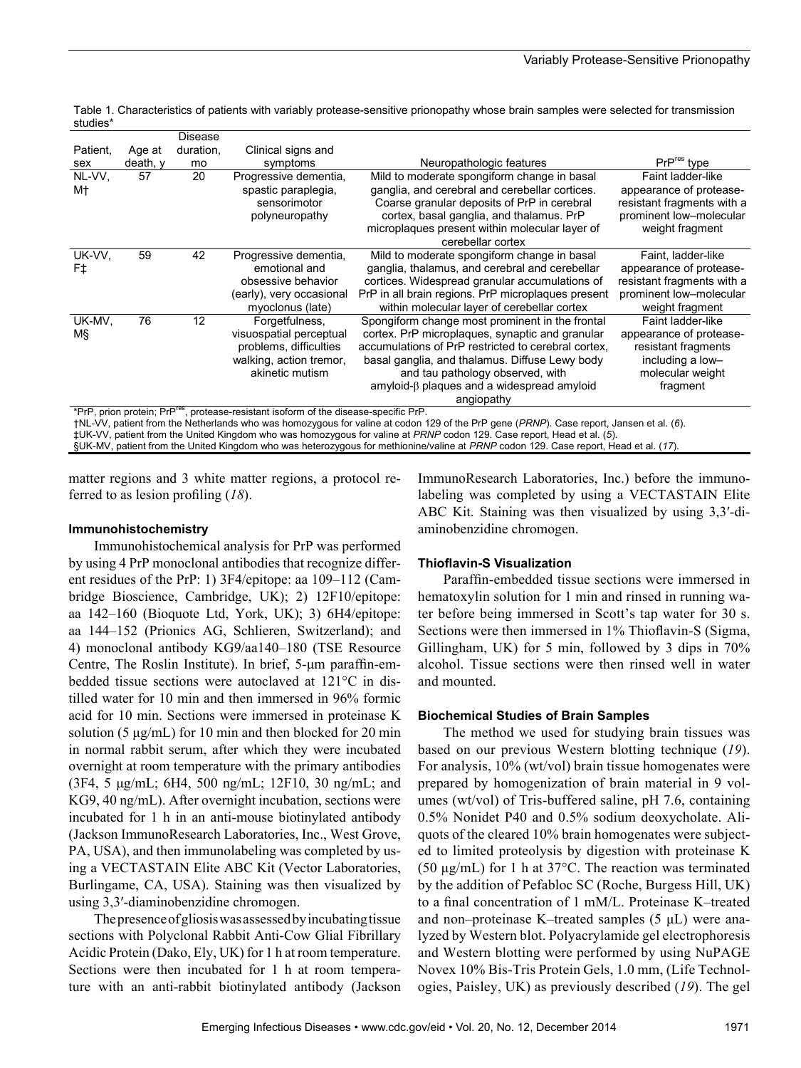Table 1. Characteristics of patients with variably protease-sensitive prionopathy whose brain samples were selected for transmission studies*

| Patient, sex | Age at death, y | Disease duration, mo | Clinical signs and symptoms | Neuropathologic features | PrP[res] type |
|---|---|---|---|---|---|
| NL-VV, M† | 57 | 20 | Progressive dementia, spastic paraplegia, sensorimotor polyneuropathy | Mild to moderate spongiform change in basal ganglia, and cerebral and cerebellar cortices. Coarse granular deposits of PrP in cerebral cortex, basal ganglia, and thalamus. PrP microplaques present within molecular layer of cerebellar cortex | Faint ladder-like appearance of protease-resistant fragments with a prominent low–molecular weight fragment |
| UK-VV, F‡ | 59 | 42 | Progressive dementia, emotional and obsessive behavior (early), very occasional myoclonus (late) | Mild to moderate spongiform change in basal ganglia, thalamus, and cerebral and cerebellar cortices. Widespread granular accumulations of PrP in all brain regions. PrP microplaques present within molecular layer of cerebellar cortex | Faint, ladder-like appearance of protease-resistant fragments with a prominent low–molecular weight fragment |
| UK-MV, M§ | 76 | 12 | Forgetfulness, visuospatial perceptual problems, difficulties walking, action tremor, akinetic mutism | Spongiform change most prominent in the frontal cortex. PrP microplaques, synaptic and granular accumulations of PrP restricted to cerebral cortex, basal ganglia, and thalamus. Diffuse Lewy body and tau pathology observed, with amyloid-β plaques and a widespread amyloid angiopathy | Faint ladder-like appearance of protease-resistant fragments including a low–molecular weight fragment |

*PrP, prion protein; PrP[res], protease-resistant isoform of the disease-specific PrP.
†NL-VV, patient from the Netherlands who was homozygous for valine at codon 129 of the PrP gene (*PRNP*). Case report, Jansen et al. (*6*).
‡UK-VV, patient from the United Kingdom who was homozygous for valine at *PRNP* codon 129. Case report, Head et al. (*5*).
§UK-MV, patient from the United Kingdom who was heterozygous for methionine/valine at *PRNP* codon 129. Case report, Head et al. (*17*).

matter regions and 3 white matter regions, a protocol referred to as lesion profiling (*18*).

#### Immunohistochemistry

Immunohistochemical analysis for PrP was performed by using 4 PrP monoclonal antibodies that recognize different residues of the PrP: 1) 3F4/epitope: aa 109–112 (Cambridge Bioscience, Cambridge, UK); 2) 12F10/epitope: aa 142–160 (Bioquote Ltd, York, UK); 3) 6H4/epitope: aa 144–152 (Prionics AG, Schlieren, Switzerland); and 4) monoclonal antibody KG9/aa140–180 (TSE Resource Centre, The Roslin Institute). In brief, 5-µm paraffin-embedded tissue sections were autoclaved at 121°C in distilled water for 10 min and then immersed in 96% formic acid for 10 min. Sections were immersed in proteinase K solution (5 µg/mL) for 10 min and then blocked for 20 min in normal rabbit serum, after which they were incubated overnight at room temperature with the primary antibodies (3F4, 5 µg/mL; 6H4, 500 ng/mL; 12F10, 30 ng/mL; and KG9, 40 ng/mL). After overnight incubation, sections were incubated for 1 h in an anti-mouse biotinylated antibody (Jackson ImmunoResearch Laboratories, Inc., West Grove, PA, USA), and then immunolabeling was completed by using a VECTASTAIN Elite ABC Kit (Vector Laboratories, Burlingame, CA, USA). Staining was then visualized by using 3,3′-diaminobenzidine chromogen.

The presence of gliosis was assessed by incubating tissue sections with Polyclonal Rabbit Anti-Cow Glial Fibrillary Acidic Protein (Dako, Ely, UK) for 1 h at room temperature. Sections were then incubated for 1 h at room temperature with an anti-rabbit biotinylated antibody (Jackson ImmunoResearch Laboratories, Inc.) before the immunolabeling was completed by using a VECTASTAIN Elite ABC Kit. Staining was then visualized by using 3,3′-diaminobenzidine chromogen.

#### Thioflavin-S Visualization

Paraffin-embedded tissue sections were immersed in hematoxylin solution for 1 min and rinsed in running water before being immersed in Scott's tap water for 30 s. Sections were then immersed in 1% Thioflavin-S (Sigma, Gillingham, UK) for 5 min, followed by 3 dips in 70% alcohol. Tissue sections were then rinsed well in water and mounted.

#### Biochemical Studies of Brain Samples

The method we used for studying brain tissues was based on our previous Western blotting technique (*19*). For analysis, 10% (wt/vol) brain tissue homogenates were prepared by homogenization of brain material in 9 volumes (wt/vol) of Tris-buffered saline, pH 7.6, containing 0.5% Nonidet P40 and 0.5% sodium deoxycholate. Aliquots of the cleared 10% brain homogenates were subjected to limited proteolysis by digestion with proteinase K (50 µg/mL) for 1 h at 37°C. The reaction was terminated by the addition of Pefabloc SC (Roche, Burgess Hill, UK) to a final concentration of 1 mM/L. Proteinase K–treated and non–proteinase K–treated samples (5 µL) were analyzed by Western blot. Polyacrylamide gel electrophoresis and Western blotting were performed by using NuPAGE Novex 10% Bis-Tris Protein Gels, 1.0 mm, (Life Technologies, Paisley, UK) as previously described (*19*). The gel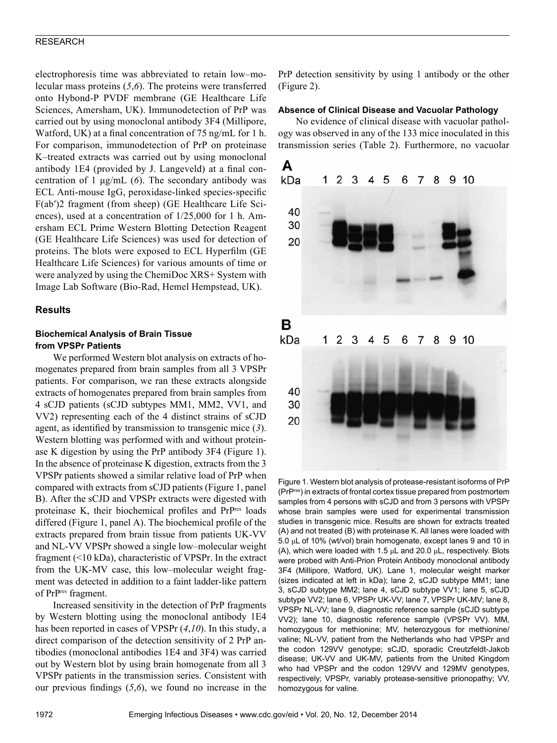electrophoresis time was abbreviated to retain low–molecular mass proteins (*5*,*6*). The proteins were transferred onto Hybond-P PVDF membrane (GE Healthcare Life Sciences, Amersham, UK). Immunodetection of PrP was carried out by using monoclonal antibody 3F4 (Millipore, Watford, UK) at a final concentration of 75 ng/mL for 1 h. For comparison, immunodetection of PrP on proteinase K–treated extracts was carried out by using monoclonal antibody 1E4 (provided by J. Langeveld) at a final concentration of 1 μg/mL (*6*). The secondary antibody was ECL Anti-mouse IgG, peroxidase-linked species-specific F(ab′)2 fragment (from sheep) (GE Healthcare Life Sciences), used at a concentration of 1/25,000 for 1 h. Amersham ECL Prime Western Blotting Detection Reagent (GE Healthcare Life Sciences) was used for detection of proteins. The blots were exposed to ECL Hyperfilm (GE Healthcare Life Sciences) for various amounts of time or were analyzed by using the ChemiDoc XRS+ System with Image Lab Software (Bio-Rad, Hemel Hempstead, UK).

## Results

### Biochemical Analysis of Brain Tissue from VPSPr Patients

We performed Western blot analysis on extracts of homogenates prepared from brain samples from all 3 VPSPr patients. For comparison, we ran these extracts alongside extracts of homogenates prepared from brain samples from 4 sCJD patients (sCJD subtypes MM1, MM2, VV1, and VV2) representing each of the 4 distinct strains of sCJD agent, as identified by transmission to transgenic mice (*3*). Western blotting was performed with and without proteinase K digestion by using the PrP antibody 3F4 (Figure 1). In the absence of proteinase K digestion, extracts from the 3 VPSPr patients showed a similar relative load of PrP when compared with extracts from sCJD patients (Figure 1, panel B). After the sCJD and VPSPr extracts were digested with proteinase K, their biochemical profiles and PrP[res] loads differed (Figure 1, panel A). The biochemical profile of the extracts prepared from brain tissue from patients UK-VV and NL-VV VPSPr showed a single low–molecular weight fragment (<10 kDa), characteristic of VPSPr. In the extract from the UK-MV case, this low–molecular weight fragment was detected in addition to a faint ladder-like pattern of PrP[res] fragment.

Increased sensitivity in the detection of PrP fragments by Western blotting using the monoclonal antibody 1E4 has been reported in cases of VPSPr (*4*,*10*). In this study, a direct comparison of the detection sensitivity of 2 PrP antibodies (monoclonal antibodies 1E4 and 3F4) was carried out by Western blot by using brain homogenate from all 3 VPSPr patients in the transmission series. Consistent with our previous findings (*5*,*6*), we found no increase in the PrP detection sensitivity by using 1 antibody or the other (Figure 2).

### Absence of Clinical Disease and Vacuolar Pathology

No evidence of clinical disease with vacuolar pathology was observed in any of the 133 mice inoculated in this transmission series (Table 2). Furthermore, no vacuolar

Figure 1. Western blot analysis of protease-resistant isoforms of PrP (PrP[res]) in extracts of frontal cortex tissue prepared from postmortem samples from 4 persons with sCJD and from 3 persons with VPSPr whose brain samples were used for experimental transmission studies in transgenic mice. Results are shown for extracts treated (A) and not treated (B) with proteinase K. All lanes were loaded with 5.0 μL of 10% (wt/vol) brain homogenate, except lanes 9 and 10 in (A), which were loaded with 1.5 μL and 20.0 μL, respectively. Blots were probed with Anti-Prion Protein Antibody monoclonal antibody 3F4 (Millipore, Watford, UK). Lane 1, molecular weight marker (sizes indicated at left in kDa); lane 2, sCJD subtype MM1; lane 3, sCJD subtype MM2; lane 4, sCJD subtype VV1; lane 5, sCJD subtype VV2; lane 6, VPSPr UK-VV; lane 7, VPSPr UK-MV; lane 8, VPSPr NL-VV; lane 9, diagnostic reference sample (sCJD subtype VV2); lane 10, diagnostic reference sample (VPSPr VV). MM, homozygous for methionine; MV, heterozygous for methionine/valine; NL-VV, patient from the Netherlands who had VPSPr and the codon 129VV genotype; sCJD, sporadic Creutzfeldt-Jakob disease; UK-VV and UK-MV, patients from the United Kingdom who had VPSPr and the codon 129VV and 129MV genotypes, respectively; VPSPr, variably protease-sensitive prionopathy; VV, homozygous for valine.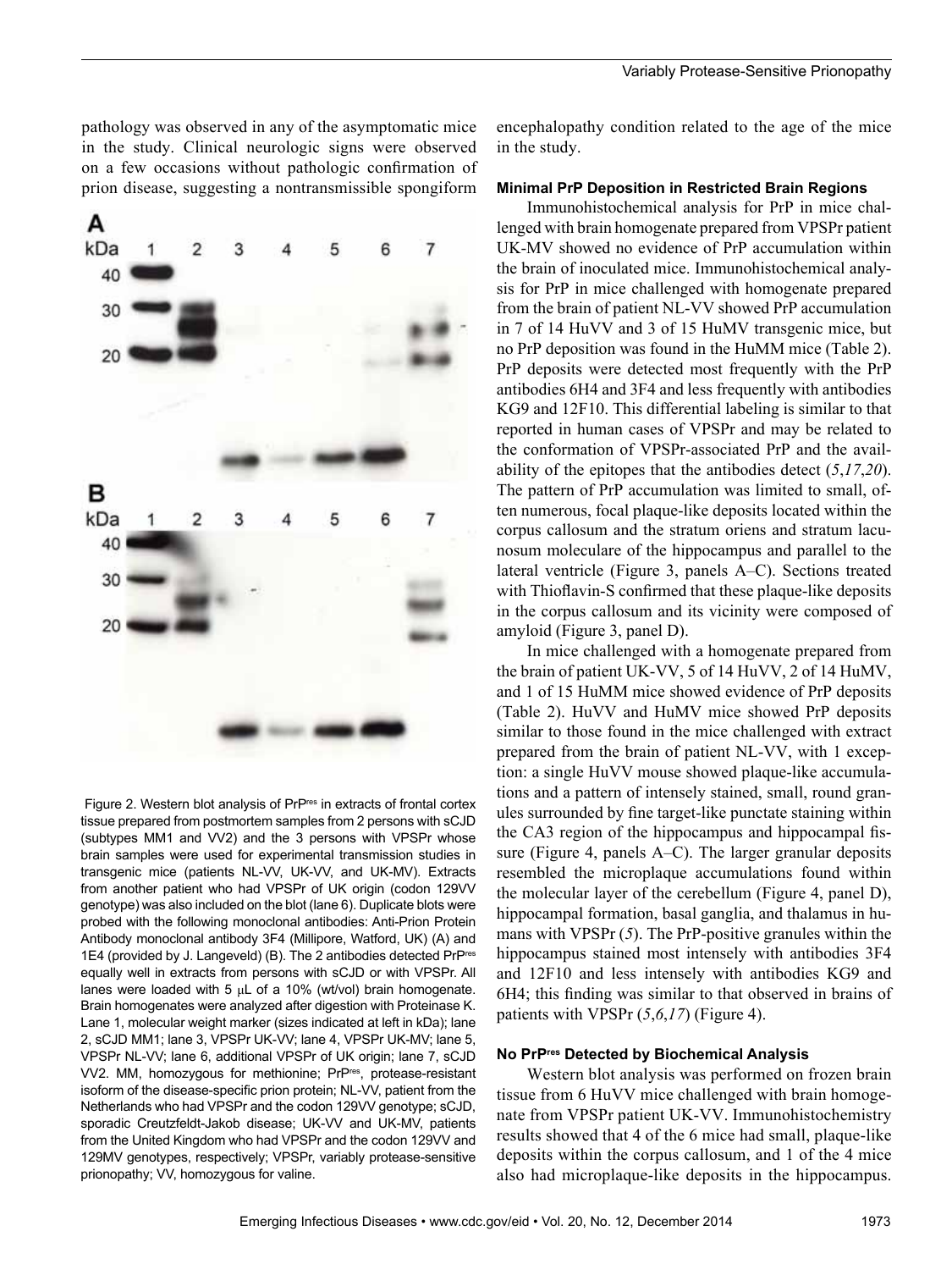pathology was observed in any of the asymptomatic mice in the study. Clinical neurologic signs were observed on a few occasions without pathologic confirmation of prion disease, suggesting a nontransmissible spongiform encephalopathy condition related to the age of the mice in the study.

Figure 2. Western blot analysis of PrP[res] in extracts of frontal cortex tissue prepared from postmortem samples from 2 persons with sCJD (subtypes MM1 and VV2) and the 3 persons with VPSPr whose brain samples were used for experimental transmission studies in transgenic mice (patients NL-VV, UK-VV, and UK-MV). Extracts from another patient who had VPSPr of UK origin (codon 129VV genotype) was also included on the blot (lane 6). Duplicate blots were probed with the following monoclonal antibodies: Anti-Prion Protein Antibody monoclonal antibody 3F4 (Millipore, Watford, UK) (A) and 1E4 (provided by J. Langeveld) (B). The 2 antibodies detected PrP[res] equally well in extracts from persons with sCJD or with VPSPr. All lanes were loaded with 5 μL of a 10% (wt/vol) brain homogenate. Brain homogenates were analyzed after digestion with Proteinase K. Lane 1, molecular weight marker (sizes indicated at left in kDa); lane 2, sCJD MM1; lane 3, VPSPr UK-VV; lane 4, VPSPr UK-MV; lane 5, VPSPr NL-VV; lane 6, additional VPSPr of UK origin; lane 7, sCJD VV2. MM, homozygous for methionine; PrP[res], protease-resistant isoform of the disease-specific prion protein; NL-VV, patient from the Netherlands who had VPSPr and the codon 129VV genotype; sCJD, sporadic Creutzfeldt-Jakob disease; UK-VV and UK-MV, patients from the United Kingdom who had VPSPr and the codon 129VV and 129MV genotypes, respectively; VPSPr, variably protease-sensitive prionopathy; VV, homozygous for valine.

#### Minimal PrP Deposition in Restricted Brain Regions

Immunohistochemical analysis for PrP in mice challenged with brain homogenate prepared from VPSPr patient UK-MV showed no evidence of PrP accumulation within the brain of inoculated mice. Immunohistochemical analysis for PrP in mice challenged with homogenate prepared from the brain of patient NL-VV showed PrP accumulation in 7 of 14 HuVV and 3 of 15 HuMV transgenic mice, but no PrP deposition was found in the HuMM mice (Table 2). PrP deposits were detected most frequently with the PrP antibodies 6H4 and 3F4 and less frequently with antibodies KG9 and 12F10. This differential labeling is similar to that reported in human cases of VPSPr and may be related to the conformation of VPSPr-associated PrP and the availability of the epitopes that the antibodies detect (*5*,*17*,*20*). The pattern of PrP accumulation was limited to small, often numerous, focal plaque-like deposits located within the corpus callosum and the stratum oriens and stratum lacunosum moleculare of the hippocampus and parallel to the lateral ventricle (Figure 3, panels A–C). Sections treated with Thioflavin-S confirmed that these plaque-like deposits in the corpus callosum and its vicinity were composed of amyloid (Figure 3, panel D).

In mice challenged with a homogenate prepared from the brain of patient UK-VV, 5 of 14 HuVV, 2 of 14 HuMV, and 1 of 15 HuMM mice showed evidence of PrP deposits (Table 2). HuVV and HuMV mice showed PrP deposits similar to those found in the mice challenged with extract prepared from the brain of patient NL-VV, with 1 exception: a single HuVV mouse showed plaque-like accumulations and a pattern of intensely stained, small, round granules surrounded by fine target-like punctate staining within the CA3 region of the hippocampus and hippocampal fissure (Figure 4, panels A–C). The larger granular deposits resembled the microplaque accumulations found within the molecular layer of the cerebellum (Figure 4, panel D), hippocampal formation, basal ganglia, and thalamus in humans with VPSPr (*5*). The PrP-positive granules within the hippocampus stained most intensely with antibodies 3F4 and 12F10 and less intensely with antibodies KG9 and 6H4; this finding was similar to that observed in brains of patients with VPSPr (*5*,*6*,*17*) (Figure 4).

#### No PrP[res] Detected by Biochemical Analysis

Western blot analysis was performed on frozen brain tissue from 6 HuVV mice challenged with brain homogenate from VPSPr patient UK-VV. Immunohistochemistry results showed that 4 of the 6 mice had small, plaque-like deposits within the corpus callosum, and 1 of the 4 mice also had microplaque-like deposits in the hippocampus.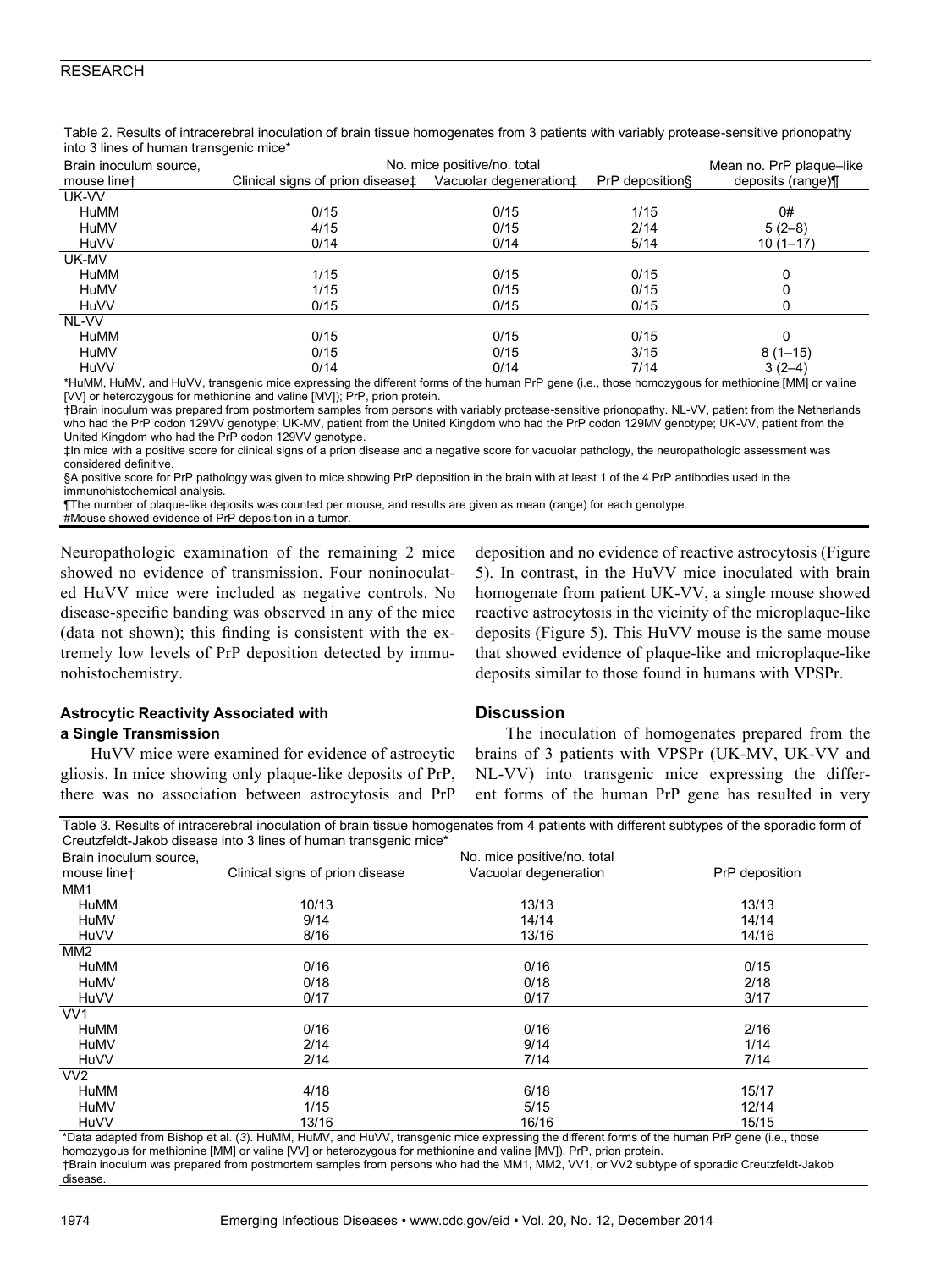Table 2. Results of intracerebral inoculation of brain tissue homogenates from 3 patients with variably protease-sensitive prionopathy into 3 lines of human transgenic mice*

| Brain inoculum source, mouse line† | No. mice positive/no. total | | | Mean no. PrP plaque–like deposits (range)¶ |
|---|---|---|---|---|
| | Clinical signs of prion disease‡ | Vacuolar degeneration‡ | PrP deposition§ | |
| UK-VV | | | | |
| HuMM | 0/15 | 0/15 | 1/15 | 0# |
| HuMV | 4/15 | 0/15 | 2/14 | 5 (2–8) |
| HuVV | 0/14 | 0/14 | 5/14 | 10 (1–17) |
| UK-MV | | | | |
| HuMM | 1/15 | 0/15 | 0/15 | 0 |
| HuMV | 1/15 | 0/15 | 0/15 | 0 |
| HuVV | 0/15 | 0/15 | 0/15 | 0 |
| NL-VV | | | | |
| HuMM | 0/15 | 0/15 | 0/15 | 0 |
| HuMV | 0/15 | 0/15 | 3/15 | 8 (1–15) |
| HuVV | 0/14 | 0/14 | 7/14 | 3 (2–4) |

*HuMM, HuMV, and HuVV, transgenic mice expressing the different forms of the human PrP gene (i.e., those homozygous for methionine [MM] or valine [VV] or heterozygous for methionine and valine [MV]); PrP, prion protein.
†Brain inoculum was prepared from postmortem samples from persons with variably protease-sensitive prionopathy. NL-VV, patient from the Netherlands who had the PrP codon 129VV genotype; UK-MV, patient from the United Kingdom who had the PrP codon 129MV genotype; UK-VV, patient from the United Kingdom who had the PrP codon 129VV genotype.
‡In mice with a positive score for clinical signs of a prion disease and a negative score for vacuolar pathology, the neuropathologic assessment was considered definitive.
§A positive score for PrP pathology was given to mice showing PrP deposition in the brain with at least 1 of the 4 PrP antibodies used in the immunohistochemical analysis.
¶The number of plaque-like deposits was counted per mouse, and results are given as mean (range) for each genotype.
#Mouse showed evidence of PrP deposition in a tumor.

Neuropathologic examination of the remaining 2 mice showed no evidence of transmission. Four noninoculated HuVV mice were included as negative controls. No disease-specific banding was observed in any of the mice (data not shown); this finding is consistent with the extremely low levels of PrP deposition detected by immunohistochemistry.

### Astrocytic Reactivity Associated with a Single Transmission

HuVV mice were examined for evidence of astrocytic gliosis. In mice showing only plaque-like deposits of PrP, there was no association between astrocytosis and PrP deposition and no evidence of reactive astrocytosis (Figure 5). In contrast, in the HuVV mice inoculated with brain homogenate from patient UK-VV, a single mouse showed reactive astrocytosis in the vicinity of the microplaque-like deposits (Figure 5). This HuVV mouse is the same mouse that showed evidence of plaque-like and microplaque-like deposits similar to those found in humans with VPSPr.

## Discussion

The inoculation of homogenates prepared from the brains of 3 patients with VPSPr (UK-MV, UK-VV and NL-VV) into transgenic mice expressing the different forms of the human PrP gene has resulted in very

Table 3. Results of intracerebral inoculation of brain tissue homogenates from 4 patients with different subtypes of the sporadic form of Creutzfeldt-Jakob disease into 3 lines of human transgenic mice*

| Brain inoculum source, mouse line† | No. mice positive/no. total | | |
|---|---|---|---|
| | Clinical signs of prion disease | Vacuolar degeneration | PrP deposition |
| MM1 | | | |
| HuMM | 10/13 | 13/13 | 13/13 |
| HuMV | 9/14 | 14/14 | 14/14 |
| HuVV | 8/16 | 13/16 | 14/16 |
| MM2 | | | |
| HuMM | 0/16 | 0/16 | 0/15 |
| HuMV | 0/18 | 0/18 | 2/18 |
| HuVV | 0/17 | 0/17 | 3/17 |
| VV1 | | | |
| HuMM | 0/16 | 0/16 | 2/16 |
| HuMV | 2/14 | 9/14 | 1/14 |
| HuVV | 2/14 | 7/14 | 7/14 |
| VV2 | | | |
| HuMM | 4/18 | 6/18 | 15/17 |
| HuMV | 1/15 | 5/15 | 12/14 |
| HuVV | 13/16 | 16/16 | 15/15 |

*Data adapted from Bishop et al. (3). HuMM, HuMV, and HuVV, transgenic mice expressing the different forms of the human PrP gene (i.e., those homozygous for methionine [MM] or valine [VV] or heterozygous for methionine and valine [MV]). PrP, prion protein.
†Brain inoculum was prepared from postmortem samples from persons who had the MM1, MM2, VV1, or VV2 subtype of sporadic Creutzfeldt-Jakob disease.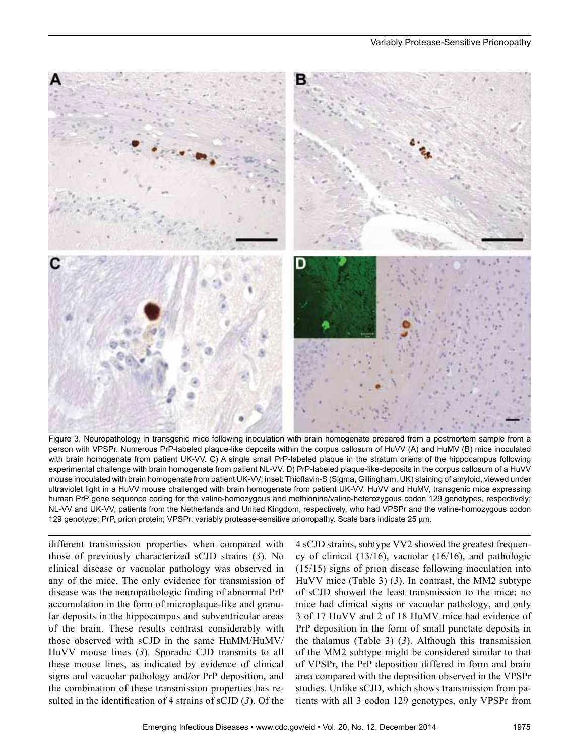Figure 3. Neuropathology in transgenic mice following inoculation with brain homogenate prepared from a postmortem sample from a person with VPSPr. Numerous PrP-labeled plaque-like deposits within the corpus callosum of HuVV (A) and HuMV (B) mice inoculated with brain homogenate from patient UK-VV. C) A single small PrP-labeled plaque in the stratum oriens of the hippocampus following experimental challenge with brain homogenate from patient NL-VV. D) PrP-labeled plaque-like-deposits in the corpus callosum of a HuVV mouse inoculated with brain homogenate from patient UK-VV; inset: Thioflavin-S (Sigma, Gillingham, UK) staining of amyloid, viewed under ultraviolet light in a HuVV mouse challenged with brain homogenate from patient UK-VV. HuVV and HuMV, transgenic mice expressing human PrP gene sequence coding for the valine-homozygous and methionine/valine-heterozygous codon 129 genotypes, respectively; NL-VV and UK-VV, patients from the Netherlands and United Kingdom, respectively, who had VPSPr and the valine-homozygous codon 129 genotype; PrP, prion protein; VPSPr, variably protease-sensitive prionopathy. Scale bars indicate 25 μm.

different transmission properties when compared with those of previously characterized sCJD strains (*3*). No clinical disease or vacuolar pathology was observed in any of the mice. The only evidence for transmission of disease was the neuropathologic finding of abnormal PrP accumulation in the form of microplaque-like and granular deposits in the hippocampus and subventricular areas of the brain. These results contrast considerably with those observed with sCJD in the same HuMM/HuMV/HuVV mouse lines (*3*). Sporadic CJD transmits to all these mouse lines, as indicated by evidence of clinical signs and vacuolar pathology and/or PrP deposition, and the combination of these transmission properties has resulted in the identification of 4 strains of sCJD (*3*). Of the 4 sCJD strains, subtype VV2 showed the greatest frequency of clinical (13/16), vacuolar (16/16), and pathologic (15/15) signs of prion disease following inoculation into HuVV mice (Table 3) (*3*). In contrast, the MM2 subtype of sCJD showed the least transmission to the mice: no mice had clinical signs or vacuolar pathology, and only 3 of 17 HuVV and 2 of 18 HuMV mice had evidence of PrP deposition in the form of small punctate deposits in the thalamus (Table 3) (*3*). Although this transmission of the MM2 subtype might be considered similar to that of VPSPr, the PrP deposition differed in form and brain area compared with the deposition observed in the VPSPr studies. Unlike sCJD, which shows transmission from patients with all 3 codon 129 genotypes, only VPSPr from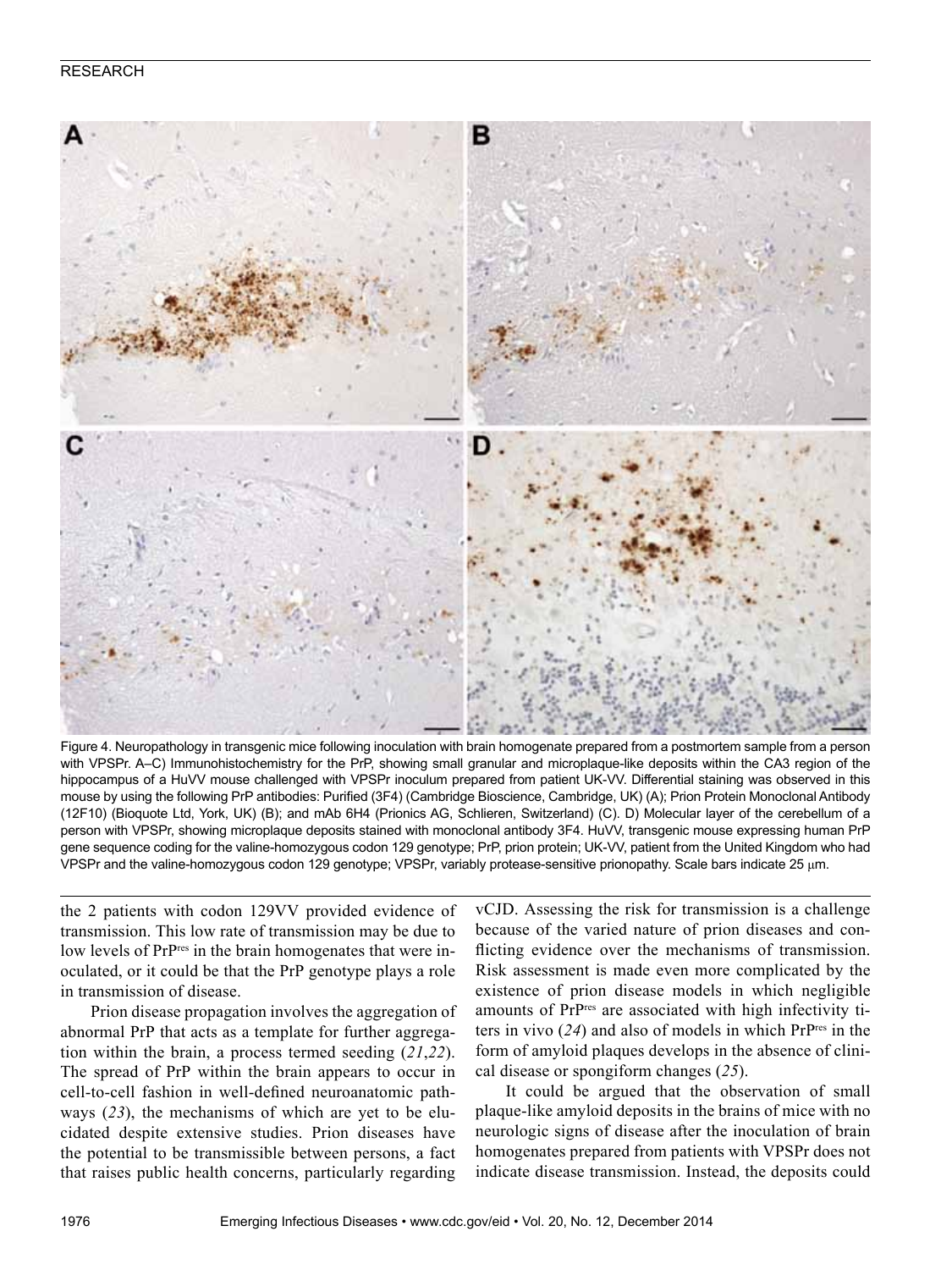Figure 4. Neuropathology in transgenic mice following inoculation with brain homogenate prepared from a postmortem sample from a person with VPSPr. A–C) Immunohistochemistry for the PrP, showing small granular and microplaque-like deposits within the CA3 region of the hippocampus of a HuVV mouse challenged with VPSPr inoculum prepared from patient UK-VV. Differential staining was observed in this mouse by using the following PrP antibodies: Purified (3F4) (Cambridge Bioscience, Cambridge, UK) (A); Prion Protein Monoclonal Antibody (12F10) (Bioquote Ltd, York, UK) (B); and mAb 6H4 (Prionics AG, Schlieren, Switzerland) (C). D) Molecular layer of the cerebellum of a person with VPSPr, showing microplaque deposits stained with monoclonal antibody 3F4. HuVV, transgenic mouse expressing human PrP gene sequence coding for the valine-homozygous codon 129 genotype; PrP, prion protein; UK-VV, patient from the United Kingdom who had VPSPr and the valine-homozygous codon 129 genotype; VPSPr, variably protease-sensitive prionopathy. Scale bars indicate 25 μm.

the 2 patients with codon 129VV provided evidence of transmission. This low rate of transmission may be due to low levels of PrP$^{res}$ in the brain homogenates that were inoculated, or it could be that the PrP genotype plays a role in transmission of disease.

Prion disease propagation involves the aggregation of abnormal PrP that acts as a template for further aggregation within the brain, a process termed seeding (*21*,*22*). The spread of PrP within the brain appears to occur in cell-to-cell fashion in well-defined neuroanatomic pathways (*23*), the mechanisms of which are yet to be elucidated despite extensive studies. Prion diseases have the potential to be transmissible between persons, a fact that raises public health concerns, particularly regarding vCJD. Assessing the risk for transmission is a challenge because of the varied nature of prion diseases and conflicting evidence over the mechanisms of transmission. Risk assessment is made even more complicated by the existence of prion disease models in which negligible amounts of PrP$^{res}$ are associated with high infectivity titers in vivo (*24*) and also of models in which PrP$^{res}$ in the form of amyloid plaques develops in the absence of clinical disease or spongiform changes (*25*).

It could be argued that the observation of small plaque-like amyloid deposits in the brains of mice with no neurologic signs of disease after the inoculation of brain homogenates prepared from patients with VPSPr does not indicate disease transmission. Instead, the deposits could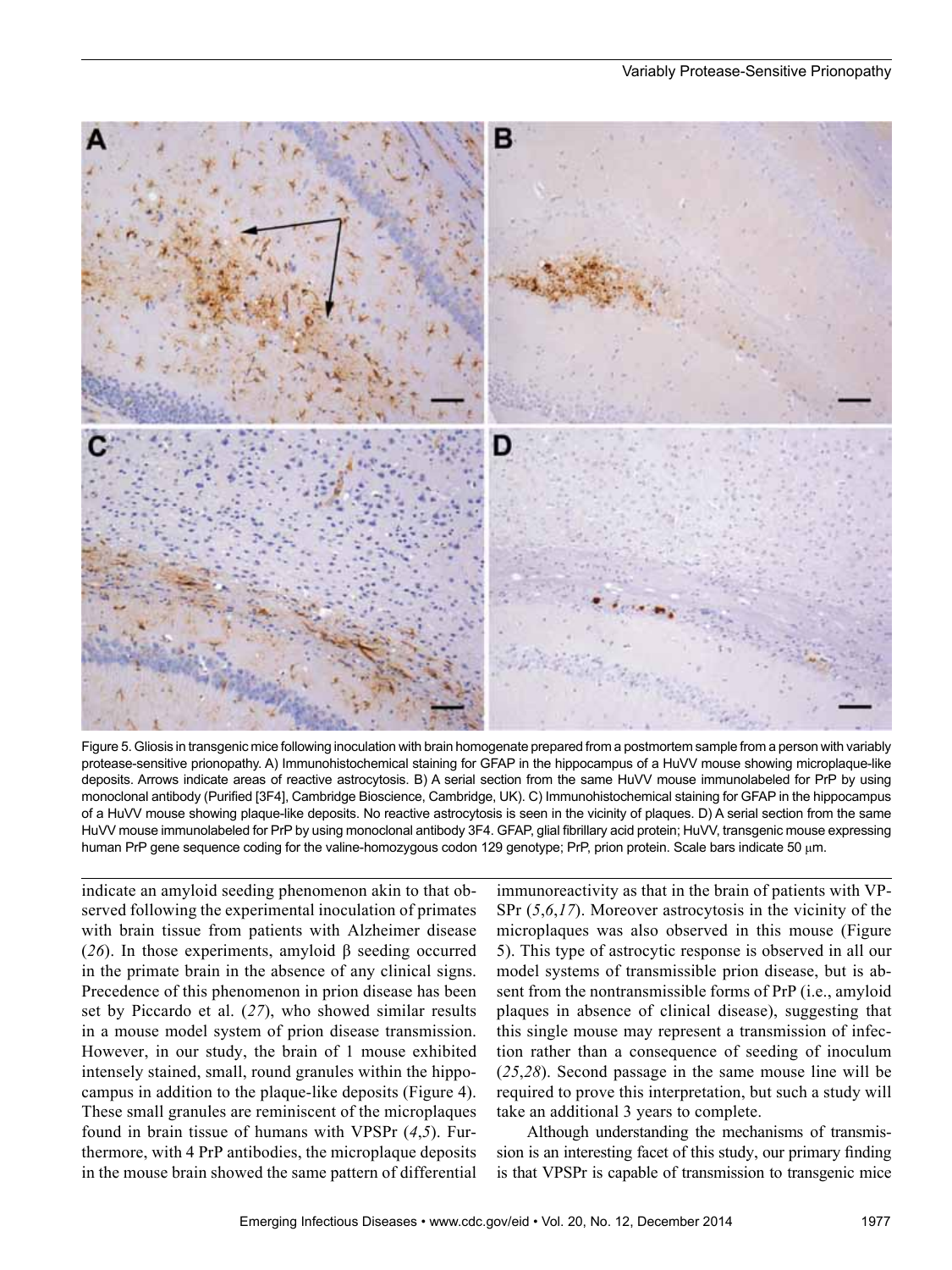Figure 5. Gliosis in transgenic mice following inoculation with brain homogenate prepared from a postmortem sample from a person with variably protease-sensitive prionopathy. A) Immunohistochemical staining for GFAP in the hippocampus of a HuVV mouse showing microplaque-like deposits. Arrows indicate areas of reactive astrocytosis. B) A serial section from the same HuVV mouse immunolabeled for PrP by using monoclonal antibody (Purified [3F4], Cambridge Bioscience, Cambridge, UK). C) Immunohistochemical staining for GFAP in the hippocampus of a HuVV mouse showing plaque-like deposits. No reactive astrocytosis is seen in the vicinity of plaques. D) A serial section from the same HuVV mouse immunolabeled for PrP by using monoclonal antibody 3F4. GFAP, glial fibrillary acid protein; HuVV, transgenic mouse expressing human PrP gene sequence coding for the valine-homozygous codon 129 genotype; PrP, prion protein. Scale bars indicate 50 μm.

indicate an amyloid seeding phenomenon akin to that observed following the experimental inoculation of primates with brain tissue from patients with Alzheimer disease (*26*). In those experiments, amyloid β seeding occurred in the primate brain in the absence of any clinical signs. Precedence of this phenomenon in prion disease has been set by Piccardo et al. (*27*), who showed similar results in a mouse model system of prion disease transmission. However, in our study, the brain of 1 mouse exhibited intensely stained, small, round granules within the hippocampus in addition to the plaque-like deposits (Figure 4). These small granules are reminiscent of the microplaques found in brain tissue of humans with VPSPr (*4*,*5*). Furthermore, with 4 PrP antibodies, the microplaque deposits in the mouse brain showed the same pattern of differential immunoreactivity as that in the brain of patients with VPSPr (*5*,*6*,*17*). Moreover astrocytosis in the vicinity of the microplaques was also observed in this mouse (Figure 5). This type of astrocytic response is observed in all our model systems of transmissible prion disease, but is absent from the nontransmissible forms of PrP (i.e., amyloid plaques in absence of clinical disease), suggesting that this single mouse may represent a transmission of infection rather than a consequence of seeding of inoculum (*25*,*28*). Second passage in the same mouse line will be required to prove this interpretation, but such a study will take an additional 3 years to complete.

Although understanding the mechanisms of transmission is an interesting facet of this study, our primary finding is that VPSPr is capable of transmission to transgenic mice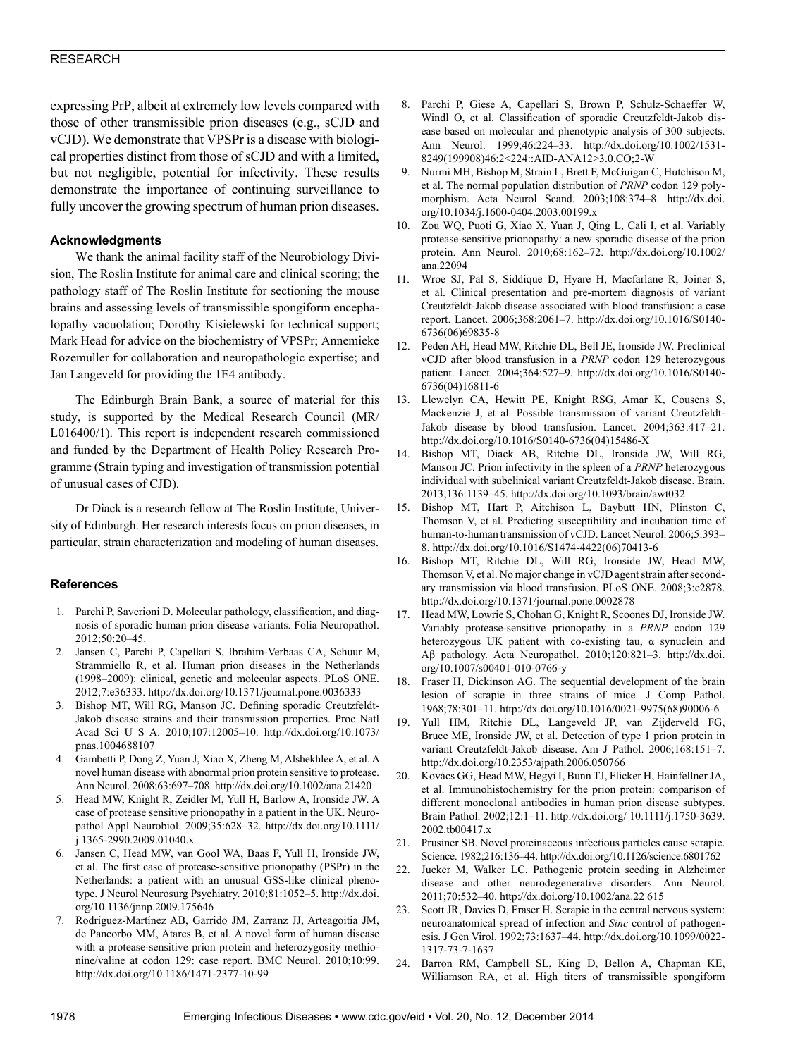expressing PrP, albeit at extremely low levels compared with those of other transmissible prion diseases (e.g., sCJD and vCJD). We demonstrate that VPSPr is a disease with biological properties distinct from those of sCJD and with a limited, but not negligible, potential for infectivity. These results demonstrate the importance of continuing surveillance to fully uncover the growing spectrum of human prion diseases.

#### Acknowledgments

We thank the animal facility staff of the Neurobiology Division, The Roslin Institute for animal care and clinical scoring; the pathology staff of The Roslin Institute for sectioning the mouse brains and assessing levels of transmissible spongiform encephalopathy vacuolation; Dorothy Kisielewski for technical support; Mark Head for advice on the biochemistry of VPSPr; Annemieke Rozemuller for collaboration and neuropathologic expertise; and Jan Langeveld for providing the 1E4 antibody.

The Edinburgh Brain Bank, a source of material for this study, is supported by the Medical Research Council (MR/L016400/1). This report is independent research commissioned and funded by the Department of Health Policy Research Programme (Strain typing and investigation of transmission potential of unusual cases of CJD).

Dr Diack is a research fellow at The Roslin Institute, University of Edinburgh. Her research interests focus on prion diseases, in particular, strain characterization and modeling of human diseases.

#### References

1. Parchi P, Saverioni D. Molecular pathology, classification, and diagnosis of sporadic human prion disease variants. Folia Neuropathol. 2012;50:20–45.
2. Jansen C, Parchi P, Capellari S, Ibrahim-Verbaas CA, Schuur M, Strammiello R, et al. Human prion diseases in the Netherlands (1998–2009): clinical, genetic and molecular aspects. PLoS ONE. 2012;7:e36333. http://dx.doi.org/10.1371/journal.pone.0036333
3. Bishop MT, Will RG, Manson JC. Defining sporadic Creutzfeldt-Jakob disease strains and their transmission properties. Proc Natl Acad Sci U S A. 2010;107:12005–10. http://dx.doi.org/10.1073/pnas.1004688107
4. Gambetti P, Dong Z, Yuan J, Xiao X, Zheng M, Alshekhlee A, et al. A novel human disease with abnormal prion protein sensitive to protease. Ann Neurol. 2008;63:697–708. http://dx.doi.org/10.1002/ana.21420
5. Head MW, Knight R, Zeidler M, Yull H, Barlow A, Ironside JW. A case of protease sensitive prionopathy in a patient in the UK. Neuropathol Appl Neurobiol. 2009;35:628–32. http://dx.doi.org/10.1111/j.1365-2990.2009.01040.x
6. Jansen C, Head MW, van Gool WA, Baas F, Yull H, Ironside JW, et al. The first case of protease-sensitive prionopathy (PSPr) in the Netherlands: a patient with an unusual GSS-like clinical phenotype. J Neurol Neurosurg Psychiatry. 2010;81:1052–5. http://dx.doi.org/10.1136/jnnp.2009.175646
7. Rodríguez-Martínez AB, Garrido JM, Zarranz JJ, Arteagoitia JM, de Pancorbo MM, Atares B, et al. A novel form of human disease with a protease-sensitive prion protein and heterozygosity methionine/valine at codon 129: case report. BMC Neurol. 2010;10:99. http://dx.doi.org/10.1186/1471-2377-10-99
8. Parchi P, Giese A, Capellari S, Brown P, Schulz-Schaeffer W, Windl O, et al. Classification of sporadic Creutzfeldt-Jakob disease based on molecular and phenotypic analysis of 300 subjects. Ann Neurol. 1999;46:224–33. http://dx.doi.org/10.1002/1531-8249(199908)46:2<224::AID-ANA12>3.0.CO;2-W
9. Nurmi MH, Bishop M, Strain L, Brett F, McGuigan C, Hutchison M, et al. The normal population distribution of *PRNP* codon 129 polymorphism. Acta Neurol Scand. 2003;108:374–8. http://dx.doi.org/10.1034/j.1600-0404.2003.00199.x
10. Zou WQ, Puoti G, Xiao X, Yuan J, Qing L, Cali I, et al. Variably protease-sensitive prionopathy: a new sporadic disease of the prion protein. Ann Neurol. 2010;68:162–72. http://dx.doi.org/10.1002/ana.22094
11. Wroe SJ, Pal S, Siddique D, Hyare H, Macfarlane R, Joiner S, et al. Clinical presentation and pre-mortem diagnosis of variant Creutzfeldt-Jakob disease associated with blood transfusion: a case report. Lancet. 2006;368:2061–7. http://dx.doi.org/10.1016/S0140-6736(06)69835-8
12. Peden AH, Head MW, Ritchie DL, Bell JE, Ironside JW. Preclinical vCJD after blood transfusion in a *PRNP* codon 129 heterozygous patient. Lancet. 2004;364:527–9. http://dx.doi.org/10.1016/S0140-6736(04)16811-6
13. Llewelyn CA, Hewitt PE, Knight RSG, Amar K, Cousens S, Mackenzie J, et al. Possible transmission of variant Creutzfeldt-Jakob disease by blood transfusion. Lancet. 2004;363:417–21. http://dx.doi.org/10.1016/S0140-6736(04)15486-X
14. Bishop MT, Diack AB, Ritchie DL, Ironside JW, Will RG, Manson JC. Prion infectivity in the spleen of a *PRNP* heterozygous individual with subclinical variant Creutzfeldt-Jakob disease. Brain. 2013;136:1139–45. http://dx.doi.org/10.1093/brain/awt032
15. Bishop MT, Hart P, Aitchison L, Baybutt HN, Plinston C, Thomson V, et al. Predicting susceptibility and incubation time of human-to-human transmission of vCJD. Lancet Neurol. 2006;5:393–8. http://dx.doi.org/10.1016/S1474-4422(06)70413-6
16. Bishop MT, Ritchie DL, Will RG, Ironside JW, Head MW, Thomson V, et al. No major change in vCJD agent strain after secondary transmission via blood transfusion. PLoS ONE. 2008;3:e2878. http://dx.doi.org/10.1371/journal.pone.0002878
17. Head MW, Lowrie S, Chohan G, Knight R, Scoones DJ, Ironside JW. Variably protease-sensitive prionopathy in a *PRNP* codon 129 heterozygous UK patient with co-existing tau, α synuclein and Aβ pathology. Acta Neuropathol. 2010;120:821–3. http://dx.doi.org/10.1007/s00401-010-0766-y
18. Fraser H, Dickinson AG. The sequential development of the brain lesion of scrapie in three strains of mice. J Comp Pathol. 1968;78:301–11. http://dx.doi.org/10.1016/0021-9975(68)90006-6
19. Yull HM, Ritchie DL, Langeveld JP, van Zijderveld FG, Bruce ME, Ironside JW, et al. Detection of type 1 prion protein in variant Creutzfeldt-Jakob disease. Am J Pathol. 2006;168:151–7. http://dx.doi.org/10.2353/ajpath.2006.050766
20. Kovács GG, Head MW, Hegyi I, Bunn TJ, Flicker H, Hainfellner JA, et al. Immunohistochemistry for the prion protein: comparison of different monoclonal antibodies in human prion disease subtypes. Brain Pathol. 2002;12:1–11. http://dx.doi.org/ 10.1111/j.1750-3639.2002.tb00417.x
21. Prusiner SB. Novel proteinaceous infectious particles cause scrapie. Science. 1982;216:136–44. http://dx.doi.org/10.1126/science.6801762
22. Jucker M, Walker LC. Pathogenic protein seeding in Alzheimer disease and other neurodegenerative disorders. Ann Neurol. 2011;70:532–40. http://dx.doi.org/10.1002/ana.22 615
23. Scott JR, Davies D, Fraser H. Scrapie in the central nervous system: neuroanatomical spread of infection and *Sinc* control of pathogenesis. J Gen Virol. 1992;73:1637–44. http://dx.doi.org/10.1099/0022-1317-73-7-1637
24. Barron RM, Campbell SL, King D, Bellon A, Chapman KE, Williamson RA, et al. High titers of transmissible spongiform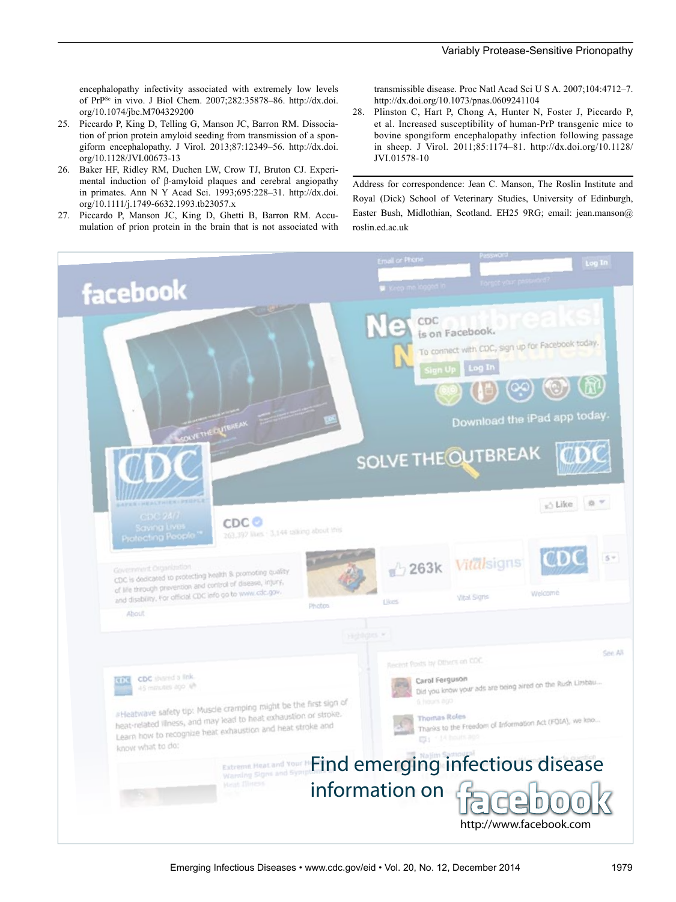encephalopathy infectivity associated with extremely low levels of PrP[Sc] in vivo. J Biol Chem. 2007;282:35878–86. http://dx.doi.org/10.1074/jbc.M704329200

25. Piccardo P, King D, Telling G, Manson JC, Barron RM. Dissociation of prion protein amyloid seeding from transmission of a spongiform encephalopathy. J Virol. 2013;87:12349–56. http://dx.doi.org/10.1128/JVI.00673-13
26. Baker HF, Ridley RM, Duchen LW, Crow TJ, Bruton CJ. Experimental induction of β-amyloid plaques and cerebral angiopathy in primates. Ann N Y Acad Sci. 1993;695:228–31. http://dx.doi.org/10.1111/j.1749-6632.1993.tb23057.x
27. Piccardo P, Manson JC, King D, Ghetti B, Barron RM. Accumulation of prion protein in the brain that is not associated with transmissible disease. Proc Natl Acad Sci U S A. 2007;104:4712–7. http://dx.doi.org/10.1073/pnas.0609241104
28. Plinston C, Hart P, Chong A, Hunter N, Foster J, Piccardo P, et al. Increased susceptibility of human-PrP transgenic mice to bovine spongiform encephalopathy infection following passage in sheep. J Virol. 2011;85:1174–81. http://dx.doi.org/10.1128/JVI.01578-10

Address for correspondence: Jean C. Manson, The Roslin Institute and Royal (Dick) School of Veterinary Studies, University of Edinburgh, Easter Bush, Midlothian, Scotland. EH25 9RG; email: jean.manson@roslin.ed.ac.uk

Find emerging infectious disease information on facebook

http://www.facebook.com